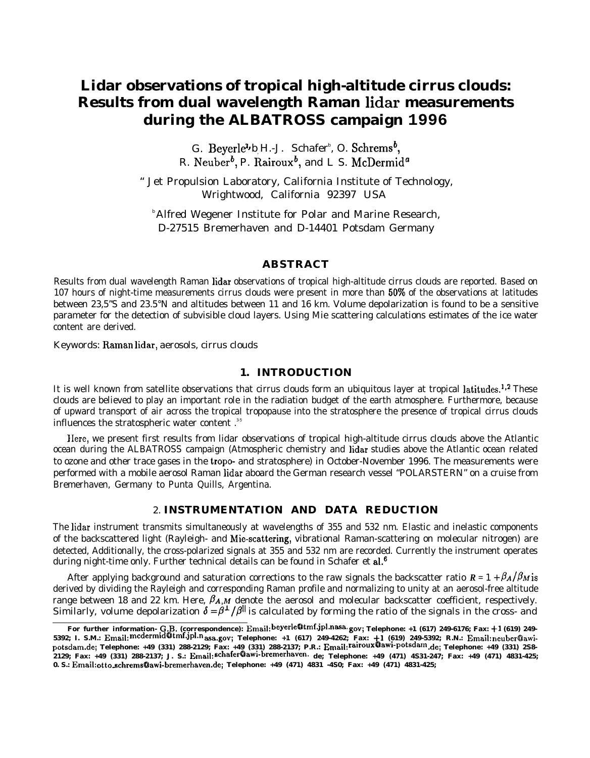# Lidar observations of tropical high-altitude cirrus clouds: Results from dual wavelength Raman lidar measurements during the ALBATROSS campaign 1996

G. Beyerle[a,b], H.-J. Schafer[b], O. Schrems[b], R. Neuber[b], P. Rairoux[b], and I. S. McDermid[a]

[a] Jet Propulsion Laboratory, California Institute of Technology, Wrightwood, California 92397 USA

[b] Alfred Wegener Institute for Polar and Marine Research, D-27515 Bremerhaven and D-14401 Potsdam Germany

## ABSTRACT

Results from dual wavelength Raman lidar observations of tropical high-altitude cirrus clouds are reported. Based on 107 hours of night-time measurements cirrus clouds were present in more than 50% of the observations at latitudes between 23,5°S and 23.5°N and altitudes between 11 and 16 km. Volume depolarization is found to be a sensitive parameter for the detection of subvisible cloud layers. Using Mie scattering calculations estimates of the ice water content are derived.

Keywords: Raman lidar, aerosols, cirrus clouds

## 1. INTRODUCTION

It is well known from satellite observations that cirrus clouds form an ubiquitous layer at tropical latitudes.[1,2] These clouds are believed to play an important role in the radiation budget of the earth atmosphere. Furthermore, because of upward transport of air across the tropical tropopause into the stratosphere the presence of tropical cirrus clouds influences the stratospheric water content.[3-5]

Here, we present first results from lidar observations of tropical high-altitude cirrus clouds above the Atlantic ocean during the ALBATROSS campaign (Atmospheric chemistry and lidar studies above the Atlantic ocean related to ozone and other trace gases in the tropo- and stratosphere) in October-November 1996. The measurements were performed with a mobile aerosol Raman lidar aboard the German research vessel "POLARSTERN" on a cruise from Bremerhaven, Germany to Punta Quills, Argentina.

## 2. INSTRUMENTATION AND DATA REDUCTION

The lidar instrument transmits simultaneously at wavelengths of 355 and 532 nm. Elastic and inelastic components of the backscattered light (Rayleigh- and Mie-scattering, vibrational Raman-scattering on molecular nitrogen) are detected, Additionally, the cross-polarized signals at 355 and 532 nm are recorded. Currently the instrument operates during night-time only. Further technical details can be found in Schafer et al.[6]

After applying background and saturation corrections to the raw signals the backscatter ratio $R = 1 + \beta_A/\beta_M$ is derived by dividing the Rayleigh and corresponding Raman profile and normalizing to unity at an aerosol-free altitude range between 18 and 22 km. Here, $\beta_{A,M}$ denote the aerosol and molecular backscatter coefficient, respectively. Similarly, volume depolarization $\delta = \beta^{\perp}/\beta^{\parallel}$ is calculated by forming the ratio of the signals in the cross- and

For further information- G.B. (correspondence): Email: beyerle@tmf.jpl.nasa.gov; Telephone: +1 (617) 249-6176; Fax: +1 (619) 249-5392; I. S.M.: Email: mcdermid@tmf.jpl.nasa.gov; Telephone: +1 (617) 249-4262; Fax: +1 (619) 249-5392; R.N.: Email: neuber@awi-potsdam.de; Telephone: +49 (331) 288-2129; Fax: +49 (331) 288-2137; P.R.: Email: rairoux@awi-potsdam.de; Telephone: +49 (331) 288-2129; Fax: +49 (331) 288-2137; J. S.: Email: schafer@awi-bremerhaven.de; Telephone: +49 (471) 4831-247; Fax: +49 (471) 4831-425; O. S.: Email: otto.schrems@awi-bremerhaven.de; Telephone: +49 (471) 4831-450; Fax: +49 (471) 4831-425;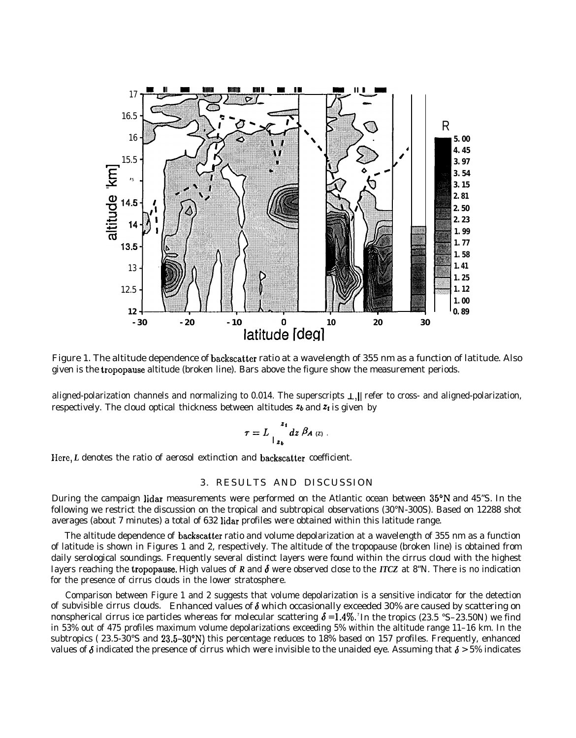Figure 1. The altitude dependence of backscatter ratio at a wavelength of 355 nm as a function of latitude. Also given is the tropopause altitude (broken line). Bars above the figure show the measurement periods.

aligned-polarization channels and normalizing to 0.014. The superscripts ⊥,|| refer to cross- and aligned-polarization, respectively. The cloud optical thickness between altitudes $z_b$ and $z_t$ is given by

$$\tau = L \int_{z_b}^{z_t} dz \, \beta_A(z) .$$

Here, $L$ denotes the ratio of aerosol extinction and backscatter coefficient.

## 3. RESULTS AND DISCUSSION

During the campaign lidar measurements were performed on the Atlantic ocean between 35°N and 45"S. In the following we restrict the discussion on the tropical and subtropical observations (30°N-300S). Based on 12288 shot averages (about 7 minutes) a total of 632 lidar profiles were obtained within this latitude range.

The altitude dependence of backscatter ratio and volume depolarization at a wavelength of 355 nm as a function of latitude is shown in Figures 1 and 2, respectively. The altitude of the tropopause (broken line) is obtained from daily serological soundings. Frequently several distinct layers were found within the cirrus cloud with the highest layers reaching the tropopause. High values of $R$ and $\delta$ were observed close to the *ITCZ* at 8"N. There is no indication for the presence of cirrus clouds in the lower stratosphere.

Comparison between Figure 1 and 2 suggests that volume depolarization is a sensitive indicator for the detection of subvisible cirrus clouds. Enhanced values of $\delta$ which occasionally exceeded 30% are caused by scattering on nonspherical cirrus ice particles whereas for molecular scattering $\delta = 1.4\%$.' In the tropics (23.5 °S–23.50N) we find in 53% out of 475 profiles maximum volume depolarizations exceeding 5% within the altitude range 11–16 km. In the subtropics ( 23.5-30°S and 23.5–30°N) this percentage reduces to 18% based on 157 profiles. Frequently, enhanced values of $\delta$ indicated the presence of cirrus which were invisible to the unaided eye. Assuming that $\delta > 5\%$ indicates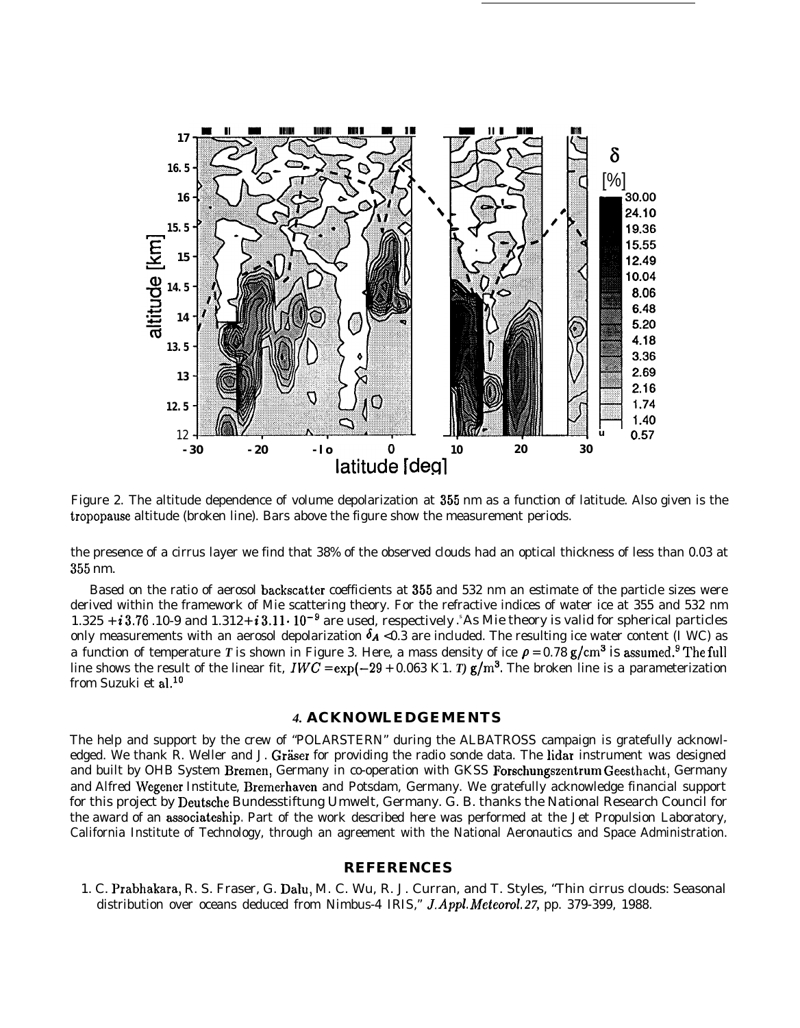Figure 2. The altitude dependence of volume depolarization at 355 nm as a function of latitude. Also given is the tropopause altitude (broken line). Bars above the figure show the measurement periods.

the presence of a cirrus layer we find that 38% of the observed clouds had an optical thickness of less than 0.03 at 355 nm.

Based on the ratio of aerosol backscatter coefficients at 355 and 532 nm an estimate of the particle sizes were derived within the framework of Mie scattering theory. For the refractive indices of water ice at 355 and 532 nm $1.325 + i\,3.76 \cdot 10^{-9}$ and $1.312 + i\,3.11 \cdot 10^{-9}$ are used, respectively.[8] As Mie theory is valid for spherical particles only measurements with an aerosol depolarization $\delta_A < 0.3$ are included. The resulting ice water content (IWC) as a function of temperature $T$ is shown in Figure 3. Here, a mass density of ice $\rho = 0.78\ \mathrm{g/cm^3}$ is assumed.[9] The full line shows the result of the linear fit, $IWC = \exp(-29 + 0.063\ \mathrm{K}^{-1} \cdot T)\ \mathrm{g/m^3}$. The broken line is a parameterization from Suzuki et al.[10]

## 4. ACKNOWLEDGEMENTS

The help and support by the crew of "POLARSTERN" during the ALBATROSS campaign is gratefully acknowledged. We thank R. Weller and J. Gräser for providing the radio sonde data. The lidar instrument was designed and built by OHB System Bremen, Germany in co-operation with GKSS Forschungszentrum Geesthacht, Germany and Alfred Wegener Institute, Bremerhaven and Potsdam, Germany. We gratefully acknowledge financial support for this project by Deutsche Bundesstiftung Umwelt, Germany. G. B. thanks the National Research Council for the award of an associateship. Part of the work described here was performed at the Jet Propulsion Laboratory, California Institute of Technology, through an agreement with the National Aeronautics and Space Administration.

## REFERENCES

1. C. Prabhakara, R. S. Fraser, G. Dalu, M. C. Wu, R. J. Curran, and T. Styles, "Thin cirrus clouds: Seasonal distribution over oceans deduced from Nimbus-4 IRIS," *J. Appl. Meteorol.* **27**, pp. 379-399, 1988.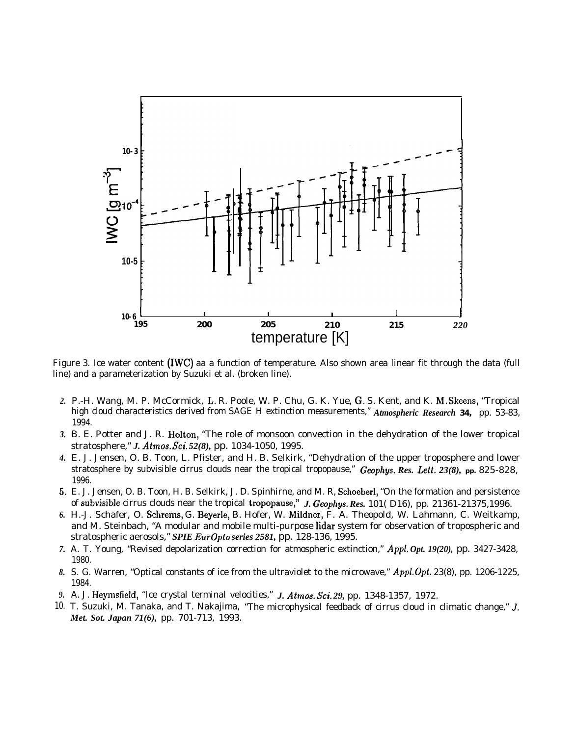10-3

IWC [g m$^{-3}$]

$10^{-4}$

10-5

10-6

195

200

205

210

215

220

temperature [K]

Figure 3. Ice water content (IWC) aa a function of temperature. Also shown area linear fit through the data (full line) and a parameterization by Suzuki et al. (broken line).

2. P.-H. Wang, M. P. McCormick, L. R. Poole, W. P. Chu, G. K. Yue, G. S. Kent, and K. M. Skeens, "Tropical high cloud characteristics derived from SAGE H extinction measurements," *Atmospheric Research* **34,** pp. 53-83, 1994.
3. B. E. Potter and J. R. Holton, "The role of monsoon convection in the dehydration of the lower tropical stratosphere," *J. Atmos. Sci. 52(8),* pp. 1034-1050, 1995.
4. E. J. Jensen, O. B. Toon, L. Pfister, and H. B. Selkirk, "Dehydration of the upper troposphere and lower stratosphere by subvisible cirrus clouds near the tropical tropopause," *Geophys. Res. Lett. 23(8),* pp. 825-828, 1996.
5. E. J. Jensen, O. B. Toon, H. B. Selkirk, J. D. Spinhirne, and M. R, Schoeberl, "On the formation and persistence of subvisible cirrus clouds near the tropical tropopause," *J. Geophys. Res.* 101( D16), pp. 21361-21375,1996.
6. H.-J. Schafer, O. Schrems, G. Beyerle, B. Hofer, W. Mildner, F. A. Theopold, W. Lahmann, C. Weitkamp, and M. Steinbach, "A modular and mobile multi-purpose lidar system for observation of tropospheric and stratospheric aerosols," *SPIE EurOpto series 2581,* pp. 128-136, 1995.
7. A. T. Young, "Revised depolarization correction for atmospheric extinction," *Appl. Opt. 19(20),* pp. 3427-3428, 1980.
8. S. G. Warren, "Optical constants of ice from the ultraviolet to the microwave," *Appl. Opt.* 23(8), pp. 1206-1225, 1984.
9. A. J. Heymsfield, "Ice crystal terminal velocities," *J. Atmos. Sci. 29,* pp. 1348-1357, 1972.
10. T. Suzuki, M. Tanaka, and T. Nakajima, "The microphysical feedback of cirrus cloud in climatic change," *J. Met. Sot. Japan 71(6),* pp. 701-713, 1993.